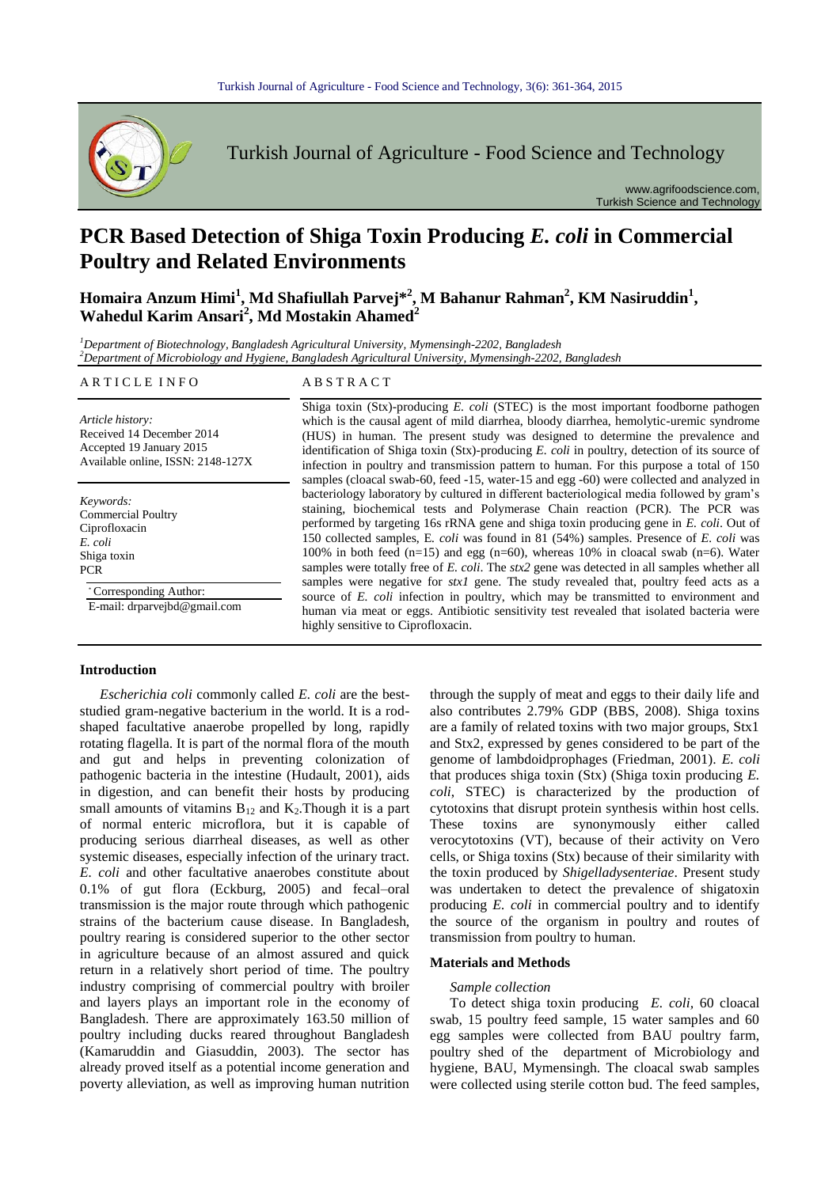# PCR Based Detection of Shiga Toxin Producing *E. coli* in Commercial Poultry and Related Environments

**Homaira Anzum Himi[1], Md Shafiullah Parvej*[2], M Bahanur Rahman[2], KM Nasiruddin[1], Wahedul Karim Ansari[2], Md Mostakin Ahamed[2]**

[1]*Department of Biotechnology, Bangladesh Agricultural University, Mymensingh-2202, Bangladesh*
[2]*Department of Microbiology and Hygiene, Bangladesh Agricultural University, Mymensingh-2202, Bangladesh*

## ARTICLE INFO

*Article history:*
Received 14 December 2014
Accepted 19 January 2015
Available online, ISSN: 2148-127X

*Keywords:*
Commercial Poultry
Ciprofloxacin
*E. coli*
Shiga toxin
PCR

*Corresponding Author:
E-mail: drparvejbd@gmail.com

## ABSTRACT

Shiga toxin (Stx)-producing *E. coli* (STEC) is the most important foodborne pathogen which is the causal agent of mild diarrhea, bloody diarrhea, hemolytic-uremic syndrome (HUS) in human. The present study was designed to determine the prevalence and identification of Shiga toxin (Stx)-producing *E. coli* in poultry, detection of its source of infection in poultry and transmission pattern to human. For this purpose a total of 150 samples (cloacal swab-60, feed -15, water-15 and egg -60) were collected and analyzed in bacteriology laboratory by cultured in different bacteriological media followed by gram's staining, biochemical tests and Polymerase Chain reaction (PCR). The PCR was performed by targeting 16s rRNA gene and shiga toxin producing gene in *E. coli*. Out of 150 collected samples, E*. coli* was found in 81 (54%) samples. Presence of *E. coli* was 100% in both feed (n=15) and egg (n=60), whereas 10% in cloacal swab (n=6). Water samples were totally free of *E. coli*. The *stx2* gene was detected in all samples whether all samples were negative for *stx1* gene. The study revealed that, poultry feed acts as a source of *E. coli* infection in poultry, which may be transmitted to environment and human via meat or eggs. Antibiotic sensitivity test revealed that isolated bacteria were highly sensitive to Ciprofloxacin.

## Introduction

*Escherichia coli* commonly called *E. coli* are the best-studied gram-negative bacterium in the world. It is a rod-shaped facultative anaerobe propelled by long, rapidly rotating flagella. It is part of the normal flora of the mouth and gut and helps in preventing colonization of pathogenic bacteria in the intestine (Hudault, 2001), aids in digestion, and can benefit their hosts by producing small amounts of vitamins $B_{12}$ and $K_2$.Though it is a part of normal enteric microflora, but it is capable of producing serious diarrheal diseases, as well as other systemic diseases, especially infection of the urinary tract. *E. coli* and other facultative anaerobes constitute about 0.1% of gut flora (Eckburg, 2005) and fecal–oral transmission is the major route through which pathogenic strains of the bacterium cause disease. In Bangladesh, poultry rearing is considered superior to the other sector in agriculture because of an almost assured and quick return in a relatively short period of time. The poultry industry comprising of commercial poultry with broiler and layers plays an important role in the economy of Bangladesh. There are approximately 163.50 million of poultry including ducks reared throughout Bangladesh (Kamaruddin and Giasuddin, 2003). The sector has already proved itself as a potential income generation and poverty alleviation, as well as improving human nutrition through the supply of meat and eggs to their daily life and also contributes 2.79% GDP (BBS, 2008). Shiga toxins are a family of related toxins with two major groups, Stx1 and Stx2, expressed by genes considered to be part of the genome of lambdoidprophages (Friedman, 2001). *E. coli* that produces shiga toxin (Stx) (Shiga toxin producing *E. coli*, STEC) is characterized by the production of cytotoxins that disrupt protein synthesis within host cells. These toxins are synonymously either called verocytotoxins (VT), because of their activity on Vero cells, or Shiga toxins (Stx) because of their similarity with the toxin produced by *Shigelladysenteriae*. Present study was undertaken to detect the prevalence of shigatoxin producing *E. coli* in commercial poultry and to identify the source of the organism in poultry and routes of transmission from poultry to human.

## Materials and Methods

### *Sample collection*

To detect shiga toxin producing *E. coli*, 60 cloacal swab, 15 poultry feed sample, 15 water samples and 60 egg samples were collected from BAU poultry farm, poultry shed of the department of Microbiology and hygiene, BAU, Mymensingh. The cloacal swab samples were collected using sterile cotton bud. The feed samples,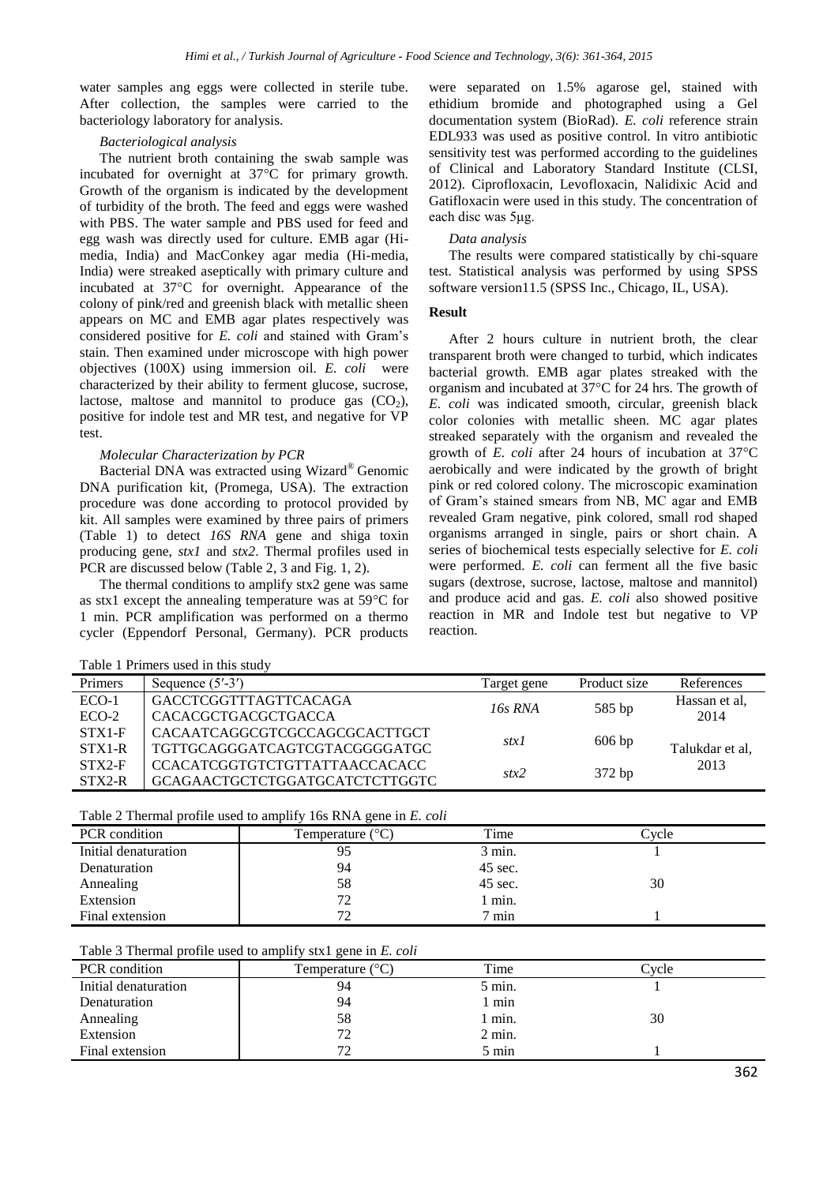water samples ang eggs were collected in sterile tube. After collection, the samples were carried to the bacteriology laboratory for analysis.

*Bacteriological analysis*

The nutrient broth containing the swab sample was incubated for overnight at 37°C for primary growth. Growth of the organism is indicated by the development of turbidity of the broth. The feed and eggs were washed with PBS. The water sample and PBS used for feed and egg wash was directly used for culture. EMB agar (Hi-media, India) and MacConkey agar media (Hi-media, India) were streaked aseptically with primary culture and incubated at 37°C for overnight. Appearance of the colony of pink/red and greenish black with metallic sheen appears on MC and EMB agar plates respectively was considered positive for *E. coli* and stained with Gram's stain. Then examined under microscope with high power objectives (100X) using immersion oil. *E. coli* were characterized by their ability to ferment glucose, sucrose, lactose, maltose and mannitol to produce gas ($CO_2$), positive for indole test and MR test, and negative for VP test.

*Molecular Characterization by PCR*

Bacterial DNA was extracted using Wizard® Genomic DNA purification kit, (Promega, USA). The extraction procedure was done according to protocol provided by kit. All samples were examined by three pairs of primers (Table 1) to detect *16S RNA* gene and shiga toxin producing gene, *stx1* and *stx2*. Thermal profiles used in PCR are discussed below (Table 2, 3 and Fig. 1, 2).

The thermal conditions to amplify stx2 gene was same as stx1 except the annealing temperature was at 59°C for 1 min. PCR amplification was performed on a thermo cycler (Eppendorf Personal, Germany). PCR products were separated on 1.5% agarose gel, stained with ethidium bromide and photographed using a Gel documentation system (BioRad). *E. coli* reference strain EDL933 was used as positive control. In vitro antibiotic sensitivity test was performed according to the guidelines of Clinical and Laboratory Standard Institute (CLSI, 2012). Ciprofloxacin, Levofloxacin, Nalidixic Acid and Gatifloxacin were used in this study. The concentration of each disc was 5μg.

*Data analysis*

The results were compared statistically by chi-square test. Statistical analysis was performed by using SPSS software version11.5 (SPSS Inc., Chicago, IL, USA).

## Result

After 2 hours culture in nutrient broth, the clear transparent broth were changed to turbid, which indicates bacterial growth. EMB agar plates streaked with the organism and incubated at 37°C for 24 hrs. The growth of *E. coli* was indicated smooth, circular, greenish black color colonies with metallic sheen. MC agar plates streaked separately with the organism and revealed the growth of *E. coli* after 24 hours of incubation at 37°C aerobically and were indicated by the growth of bright pink or red colored colony. The microscopic examination of Gram's stained smears from NB, MC agar and EMB revealed Gram negative, pink colored, small rod shaped organisms arranged in single, pairs or short chain. A series of biochemical tests especially selective for *E. coli* were performed. *E. coli* can ferment all the five basic sugars (dextrose, sucrose, lactose, maltose and mannitol) and produce acid and gas. *E. coli* also showed positive reaction in MR and Indole test but negative to VP reaction.

Table 1 Primers used in this study

| Primers | Sequence (5′-3′) | Target gene | Product size | References |
|---|---|---|---|---|
| ECO-1 | GACCTCGGTTTAGTTCACAGA | *16s RNA* | 585 bp | Hassan et al, 2014 |
| ECO-2 | CACACGCTGACGCTGACCA | | | |
| STX1-F | CACAATCAGGCGTCGCCAGCGCACTTGCT | *stx1* | 606 bp | Talukdar et al, 2013 |
| STX1-R | TGTTGCAGGGATCAGTCGTACGGGGATGC | | | |
| STX2-F | CCACATCGGTGTCTGTTATTAACCACACC | *stx2* | 372 bp | |
| STX2-R | GCAGAACTGCTCTGGATGCATCTCTTGGTC | | | |

Table 2 Thermal profile used to amplify 16s RNA gene in *E. coli*

| PCR condition | Temperature (°C) | Time | Cycle |
|---|---|---|---|
| Initial denaturation | 95 | 3 min. | 1 |
| Denaturation | 94 | 45 sec. | |
| Annealing | 58 | 45 sec. | 30 |
| Extension | 72 | 1 min. | |
| Final extension | 72 | 7 min | 1 |

Table 3 Thermal profile used to amplify stx1 gene in *E. coli*

| PCR condition | Temperature (°C) | Time | Cycle |
|---|---|---|---|
| Initial denaturation | 94 | 5 min. | 1 |
| Denaturation | 94 | 1 min | |
| Annealing | 58 | 1 min. | 30 |
| Extension | 72 | 2 min. | |
| Final extension | 72 | 5 min | 1 |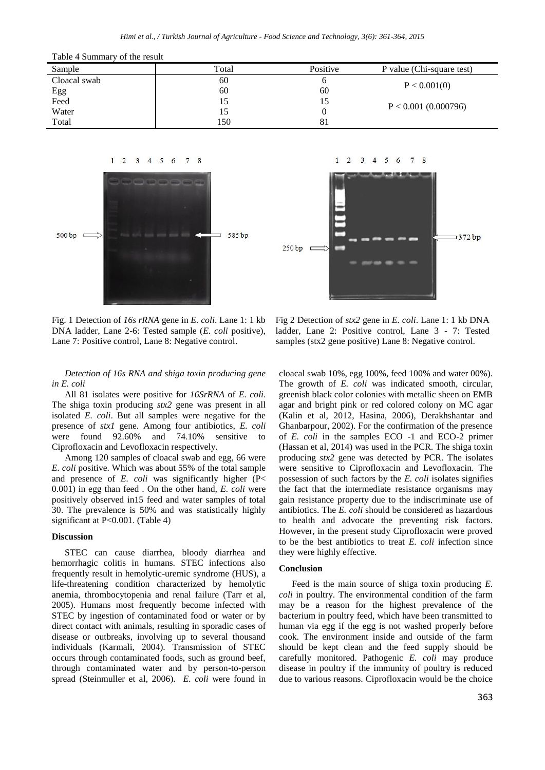Table 4 Summary of the result

| Sample | Total | Positive | P value (Chi-square test) |
|---|---|---|---|
| Cloacal swab | 60 | 6 | P < 0.001(0) |
| Egg | 60 | 60 | |
| Feed | 15 | 15 | P < 0.001 (0.000796) |
| Water | 15 | 0 | |
| Total | 150 | 81 | |

Fig. 1 Detection of *16s rRNA* gene in *E. coli*. Lane 1: 1 kb DNA ladder, Lane 2-6: Tested sample (*E. coli* positive), Lane 7: Positive control, Lane 8: Negative control.

Fig 2 Detection of *stx2* gene in *E. coli*. Lane 1: 1 kb DNA ladder, Lane 2: Positive control, Lane 3 - 7: Tested samples (stx2 gene positive) Lane 8: Negative control.

*Detection of 16s RNA and shiga toxin producing gene in E. coli*

All 81 isolates were positive for *16SrRNA* of *E. coli*. The shiga toxin producing *stx2* gene was present in all isolated *E. coli*. But all samples were negative for the presence of *stx1* gene. Among four antibiotics, *E. coli* were found 92.60% and 74.10% sensitive to Ciprofloxacin and Levofloxacin respectively.

Among 120 samples of cloacal swab and egg, 66 were *E. coli* positive. Which was about 55% of the total sample and presence of *E. coli* was significantly higher (P< 0.001) in egg than feed . On the other hand, *E. coli* were positively observed in15 feed and water samples of total 30. The prevalence is 50% and was statistically highly significant at P<0.001. (Table 4)

**Discussion**

STEC can cause diarrhea, bloody diarrhea and hemorrhagic colitis in humans. STEC infections also frequently result in hemolytic-uremic syndrome (HUS), a life-threatening condition characterized by hemolytic anemia, thrombocytopenia and renal failure (Tarr et al, 2005). Humans most frequently become infected with STEC by ingestion of contaminated food or water or by direct contact with animals, resulting in sporadic cases of disease or outbreaks, involving up to several thousand individuals (Karmali, 2004). Transmission of STEC occurs through contaminated foods, such as ground beef, through contaminated water and by person-to-person spread (Steinmuller et al, 2006). *E. coli* were found in cloacal swab 10%, egg 100%, feed 100% and water 00%). The growth of *E. coli* was indicated smooth, circular, greenish black color colonies with metallic sheen on EMB agar and bright pink or red colored colony on MC agar (Kalin et al, 2012, Hasina, 2006), Derakhshantar and Ghanbarpour, 2002). For the confirmation of the presence of *E. coli* in the samples ECO -1 and ECO-2 primer (Hassan et al, 2014) was used in the PCR. The shiga toxin producing *stx2* gene was detected by PCR. The isolates were sensitive to Ciprofloxacin and Levofloxacin. The possession of such factors by the *E. coli* isolates signifies the fact that the intermediate resistance organisms may gain resistance property due to the indiscriminate use of antibiotics. The *E. coli* should be considered as hazardous to health and advocate the preventing risk factors. However, in the present study Ciprofloxacin were proved to be the best antibiotics to treat *E. coli* infection since they were highly effective.

**Conclusion**

Feed is the main source of shiga toxin producing *E. coli* in poultry. The environmental condition of the farm may be a reason for the highest prevalence of the bacterium in poultry feed, which have been transmitted to human via egg if the egg is not washed properly before cook. The environment inside and outside of the farm should be kept clean and the feed supply should be carefully monitored. Pathogenic *E. coli* may produce disease in poultry if the immunity of poultry is reduced due to various reasons. Ciprofloxacin would be the choice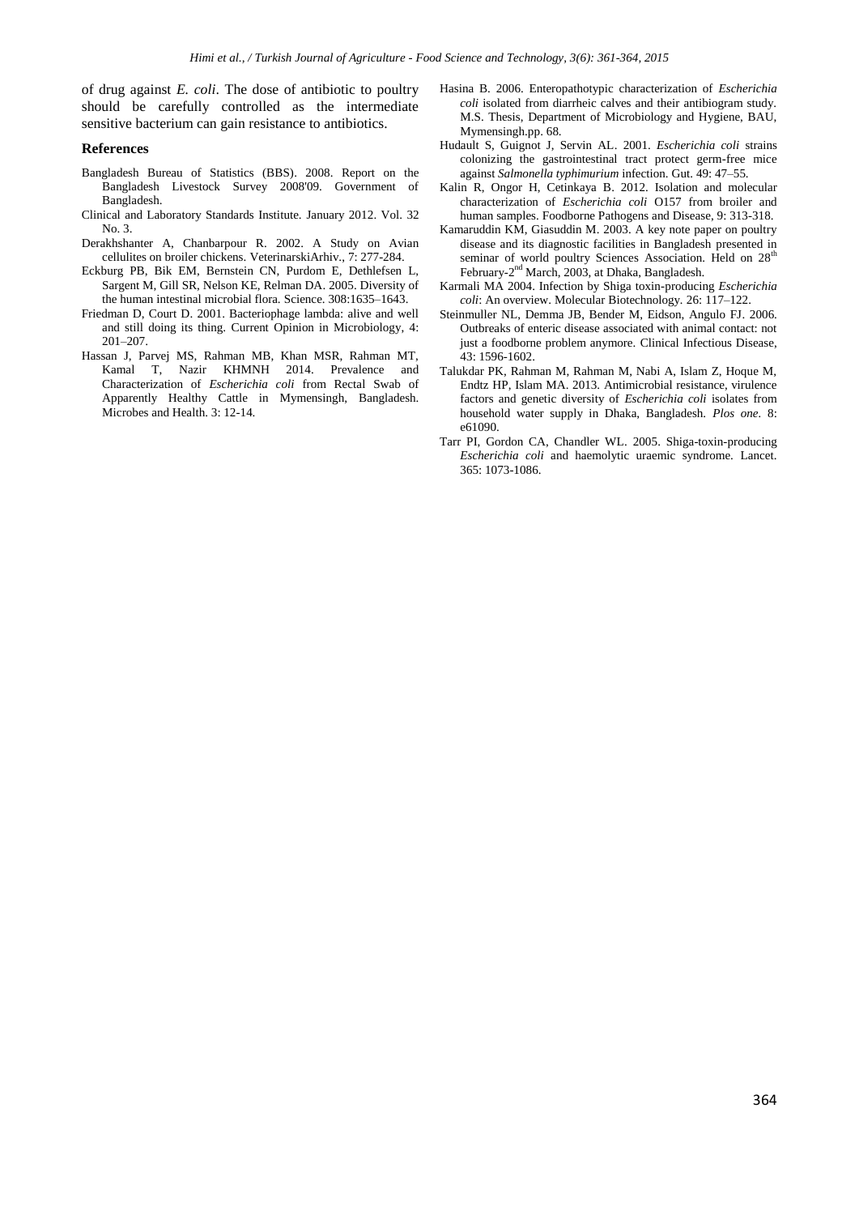of drug against *E. coli*. The dose of antibiotic to poultry should be carefully controlled as the intermediate sensitive bacterium can gain resistance to antibiotics.

## References

Bangladesh Bureau of Statistics (BBS). 2008. Report on the Bangladesh Livestock Survey 2008'09. Government of Bangladesh.

Clinical and Laboratory Standards Institute. January 2012. Vol. 32 No. 3.

Derakhshanter A, Chanbarpour R. 2002. A Study on Avian cellulites on broiler chickens. VeterinarskiArhiv., 7: 277-284.

Eckburg PB, Bik EM, Bernstein CN, Purdom E, Dethlefsen L, Sargent M, Gill SR, Nelson KE, Relman DA. 2005. Diversity of the human intestinal microbial flora. Science. 308:1635–1643.

Friedman D, Court D. 2001. Bacteriophage lambda: alive and well and still doing its thing. Current Opinion in Microbiology, 4: 201–207.

Hassan J, Parvej MS, Rahman MB, Khan MSR, Rahman MT, Kamal T, Nazir KHMNH 2014. Prevalence and Characterization of *Escherichia coli* from Rectal Swab of Apparently Healthy Cattle in Mymensingh, Bangladesh. Microbes and Health. 3: 12-14.

Hasina B. 2006. Enteropathotypic characterization of *Escherichia coli* isolated from diarrheic calves and their antibiogram study. M.S. Thesis, Department of Microbiology and Hygiene, BAU, Mymensingh.pp. 68.

Hudault S, Guignot J, Servin AL. 2001. *Escherichia coli* strains colonizing the gastrointestinal tract protect germ-free mice against *Salmonella typhimurium* infection. Gut. 49: 47–55.

Kalin R, Ongor H, Cetinkaya B. 2012. Isolation and molecular characterization of *Escherichia coli* O157 from broiler and human samples. Foodborne Pathogens and Disease, 9: 313-318.

Kamaruddin KM, Giasuddin M. 2003. A key note paper on poultry disease and its diagnostic facilities in Bangladesh presented in seminar of world poultry Sciences Association. Held on 28th February-2nd March, 2003, at Dhaka, Bangladesh.

Karmali MA 2004. Infection by Shiga toxin-producing *Escherichia coli*: An overview. Molecular Biotechnology. 26: 117–122.

Steinmuller NL, Demma JB, Bender M, Eidson, Angulo FJ. 2006. Outbreaks of enteric disease associated with animal contact: not just a foodborne problem anymore. Clinical Infectious Disease, 43: 1596-1602.

Talukdar PK, Rahman M, Rahman M, Nabi A, Islam Z, Hoque M, Endtz HP, Islam MA. 2013. Antimicrobial resistance, virulence factors and genetic diversity of *Escherichia coli* isolates from household water supply in Dhaka, Bangladesh. *Plos one*. 8: e61090.

Tarr PI, Gordon CA, Chandler WL. 2005. Shiga-toxin-producing *Escherichia coli* and haemolytic uraemic syndrome. Lancet. 365: 1073-1086.